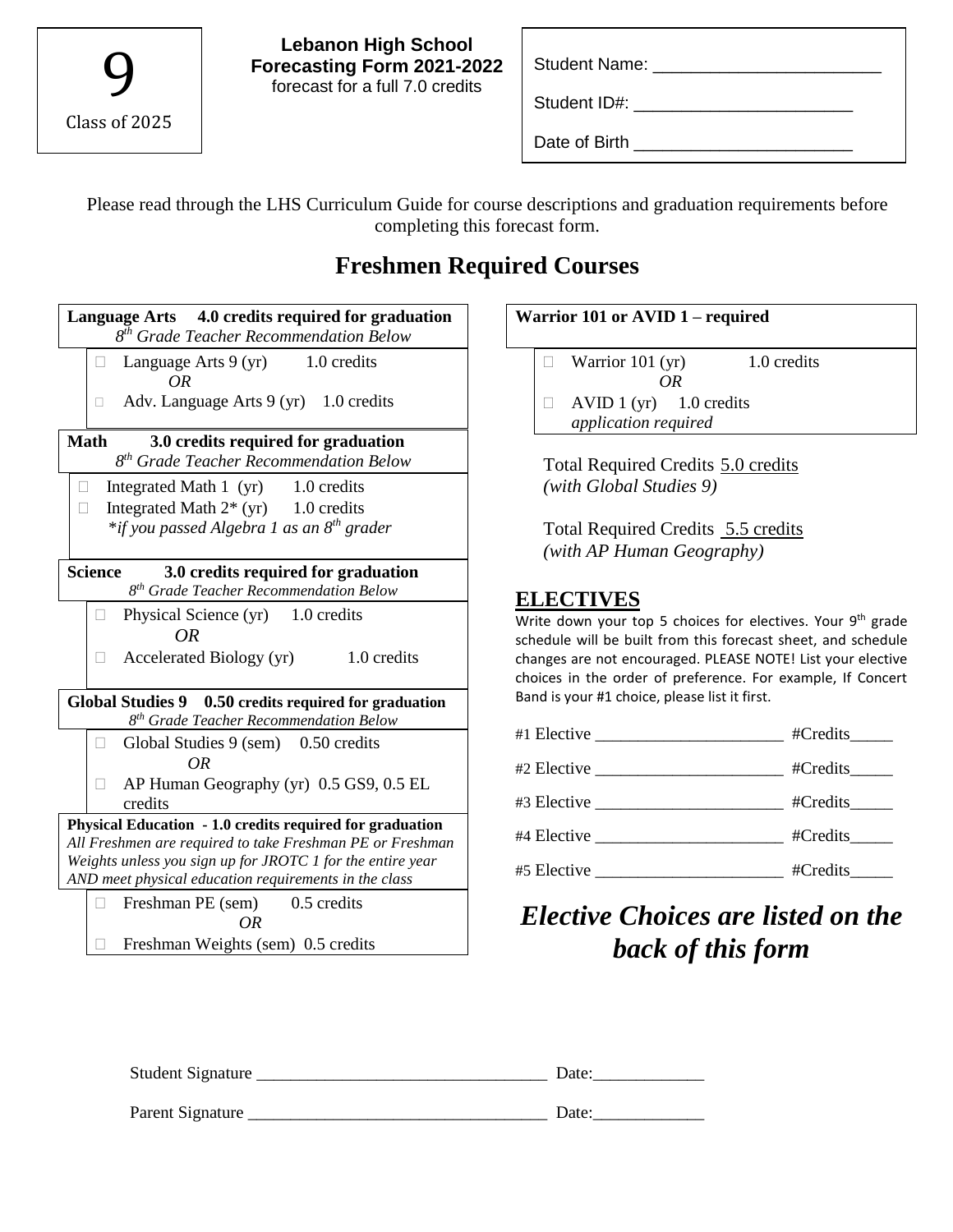9

Class of 2025

**Lebanon High School**
**Forecasting Form 2021-2022**
forecast for a full 7.0 credits

Student Name: ________________________

Student ID#: ________________________

Date of Birth ________________________

Please read through the LHS Curriculum Guide for course descriptions and graduation requirements before completing this forecast form.

# Freshmen Required Courses

**Language Arts 4.0 credits required for graduation**
*8th Grade Teacher Recommendation Below*

- ☐ Language Arts 9 (yr) 1.0 credits
  *OR*
- ☐ Adv. Language Arts 9 (yr) 1.0 credits

**Math 3.0 credits required for graduation**
*8th Grade Teacher Recommendation Below*

- ☐ Integrated Math 1 (yr) 1.0 credits
- ☐ Integrated Math 2* (yr) 1.0 credits
  *\*if you passed Algebra 1 as an 8th grader*

**Science 3.0 credits required for graduation**
*8th Grade Teacher Recommendation Below*

- ☐ Physical Science (yr) 1.0 credits
  *OR*
- ☐ Accelerated Biology (yr) 1.0 credits

**Global Studies 9 0.50 credits required for graduation**
*8th Grade Teacher Recommendation Below*

- ☐ Global Studies 9 (sem) 0.50 credits
  *OR*
- ☐ AP Human Geography (yr) 0.5 GS9, 0.5 EL credits

**Physical Education - 1.0 credits required for graduation**
*All Freshmen are required to take Freshman PE or Freshman Weights unless you sign up for JROTC 1 for the entire year AND meet physical education requirements in the class*

- ☐ Freshman PE (sem) 0.5 credits
  *OR*
- ☐ Freshman Weights (sem) 0.5 credits

**Warrior 101 or AVID 1 – required**

- ☐ Warrior 101 (yr) 1.0 credits
  *OR*
- ☐ AVID 1 (yr) 1.0 credits
  *application required*

Total Required Credits 5.0 credits
*(with Global Studies 9)*

Total Required Credits 5.5 credits
*(with AP Human Geography)*

## ELECTIVES

Write down your top 5 choices for electives. Your 9th grade schedule will be built from this forecast sheet, and schedule changes are not encouraged. PLEASE NOTE! List your elective choices in the order of preference. For example, If Concert Band is your #1 choice, please list it first.

#1 Elective ______________________ #Credits_____

#2 Elective ______________________ #Credits_____

#3 Elective ______________________ #Credits_____

#4 Elective ______________________ #Credits_____

#5 Elective ______________________ #Credits_____

***Elective Choices are listed on the back of this form***

Student Signature _________________________________ Date:____________

Parent Signature __________________________________ Date:____________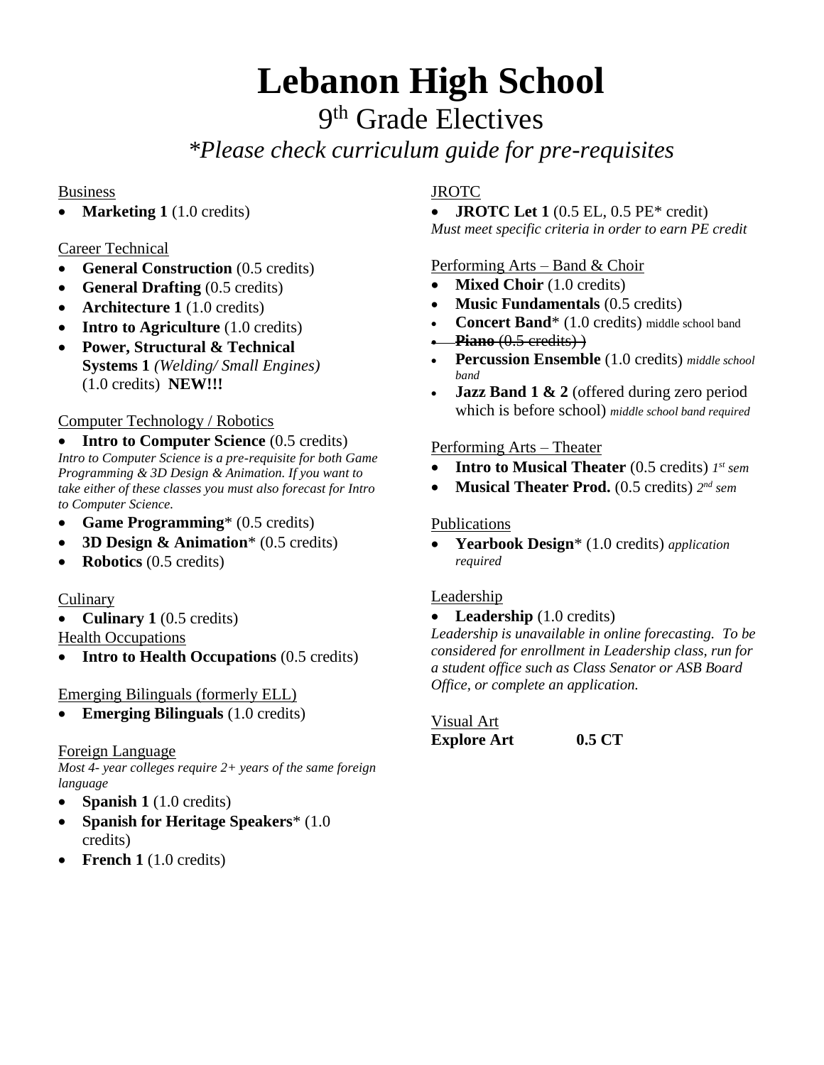# Lebanon High School

## 9th Grade Electives

### *Please check curriculum guide for pre-requisites*

Business

- **Marketing 1** (1.0 credits)

Career Technical

- **General Construction** (0.5 credits)
- **General Drafting** (0.5 credits)
- **Architecture 1** (1.0 credits)
- **Intro to Agriculture** (1.0 credits)
- **Power, Structural & Technical Systems 1** *(Welding/ Small Engines)* (1.0 credits) **NEW!!!**

Computer Technology / Robotics

- **Intro to Computer Science** (0.5 credits)

*Intro to Computer Science is a pre-requisite for both Game Programming & 3D Design & Animation. If you want to take either of these classes you must also forecast for Intro to Computer Science.*

- **Game Programming*** (0.5 credits)
- **3D Design & Animation*** (0.5 credits)
- **Robotics** (0.5 credits)

Culinary

- **Culinary 1** (0.5 credits)

Health Occupations

- **Intro to Health Occupations** (0.5 credits)

Emerging Bilinguals (formerly ELL)

- **Emerging Bilinguals** (1.0 credits)

Foreign Language

*Most 4- year colleges require 2+ years of the same foreign language*

- **Spanish 1** (1.0 credits)
- **Spanish for Heritage Speakers*** (1.0 credits)
- **French 1** (1.0 credits)

JROTC

- **JROTC Let 1** (0.5 EL, 0.5 PE* credit)

*Must meet specific criteria in order to earn PE credit*

Performing Arts – Band & Choir

- **Mixed Choir** (1.0 credits)
- **Music Fundamentals** (0.5 credits)
- **Concert Band*** (1.0 credits) middle school band
- ~~**Piano** (0.5 credits) )~~
- **Percussion Ensemble** (1.0 credits) *middle school band*
- **Jazz Band 1 & 2** (offered during zero period which is before school) *middle school band required*

Performing Arts – Theater

- **Intro to Musical Theater** (0.5 credits) *1st sem*
- **Musical Theater Prod.** (0.5 credits) *2nd sem*

Publications

- **Yearbook Design*** (1.0 credits) *application required*

Leadership

- **Leadership** (1.0 credits)

*Leadership is unavailable in online forecasting. To be considered for enrollment in Leadership class, run for a student office such as Class Senator or ASB Board Office, or complete an application.*

Visual Art

**Explore Art 0.5 CT**